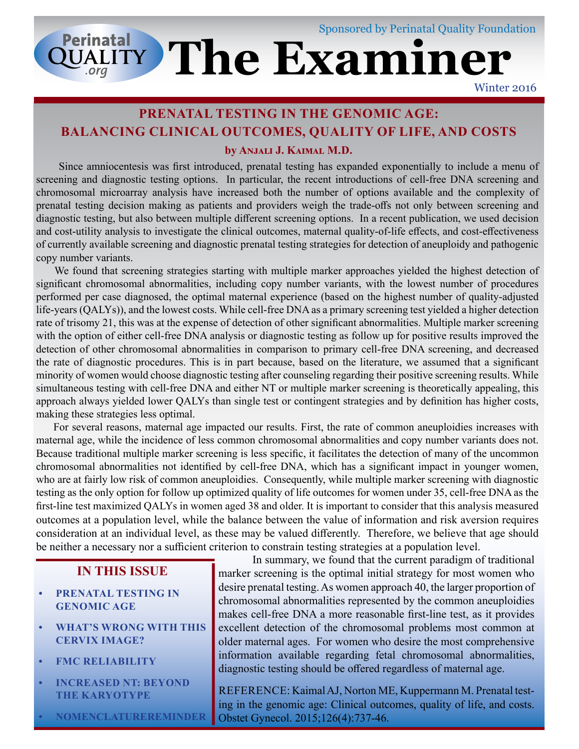Sponsored by Perinatal Quality Foundation

# The Examiner

Winter 2016

## PRENATAL TESTING IN THE GENOMIC AGE: BALANCING CLINICAL OUTCOMES, QUALITY OF LIFE, AND COSTS

**by Anjali J. Kaimal M.D.**

Since amniocentesis was first introduced, prenatal testing has expanded exponentially to include a menu of screening and diagnostic testing options. In particular, the recent introductions of cell-free DNA screening and chromosomal microarray analysis have increased both the number of options available and the complexity of prenatal testing decision making as patients and providers weigh the trade-offs not only between screening and diagnostic testing, but also between multiple different screening options. In a recent publication, we used decision and cost-utility analysis to investigate the clinical outcomes, maternal quality-of-life effects, and cost-effectiveness of currently available screening and diagnostic prenatal testing strategies for detection of aneuploidy and pathogenic copy number variants.

We found that screening strategies starting with multiple marker approaches yielded the highest detection of significant chromosomal abnormalities, including copy number variants, with the lowest number of procedures performed per case diagnosed, the optimal maternal experience (based on the highest number of quality-adjusted life-years (QALYs)), and the lowest costs. While cell-free DNA as a primary screening test yielded a higher detection rate of trisomy 21, this was at the expense of detection of other significant abnormalities. Multiple marker screening with the option of either cell-free DNA analysis or diagnostic testing as follow up for positive results improved the detection of other chromosomal abnormalities in comparison to primary cell-free DNA screening, and decreased the rate of diagnostic procedures. This is in part because, based on the literature, we assumed that a significant minority of women would choose diagnostic testing after counseling regarding their positive screening results. While simultaneous testing with cell-free DNA and either NT or multiple marker screening is theoretically appealing, this approach always yielded lower QALYs than single test or contingent strategies and by definition has higher costs, making these strategies less optimal.

For several reasons, maternal age impacted our results. First, the rate of common aneuploidies increases with maternal age, while the incidence of less common chromosomal abnormalities and copy number variants does not. Because traditional multiple marker screening is less specific, it facilitates the detection of many of the uncommon chromosomal abnormalities not identified by cell-free DNA, which has a significant impact in younger women, who are at fairly low risk of common aneuploidies. Consequently, while multiple marker screening with diagnostic testing as the only option for follow up optimized quality of life outcomes for women under 35, cell-free DNA as the first-line test maximized QALYs in women aged 38 and older. It is important to consider that this analysis measured outcomes at a population level, while the balance between the value of information and risk aversion requires consideration at an individual level, as these may be valued differently. Therefore, we believe that age should be neither a necessary nor a sufficient criterion to constrain testing strategies at a population level.

In summary, we found that the current paradigm of traditional marker screening is the optimal initial strategy for most women who desire prenatal testing. As women approach 40, the larger proportion of chromosomal abnormalities represented by the common aneuploidies makes cell-free DNA a more reasonable first-line test, as it provides excellent detection of the chromosomal problems most common at older maternal ages. For women who desire the most comprehensive information available regarding fetal chromosomal abnormalities, diagnostic testing should be offered regardless of maternal age.

REFERENCE: Kaimal AJ, Norton ME, Kuppermann M. Prenatal testing in the genomic age: Clinical outcomes, quality of life, and costs. Obstet Gynecol. 2015;126(4):737-46.

### IN THIS ISSUE

- PRENATAL TESTING IN GENOMIC AGE
- WHAT'S WRONG WITH THIS CERVIX IMAGE?
- FMC RELIABILITY
- INCREASED NT: BEYOND THE KARYOTYPE
- NOMENCLATUREREMINDER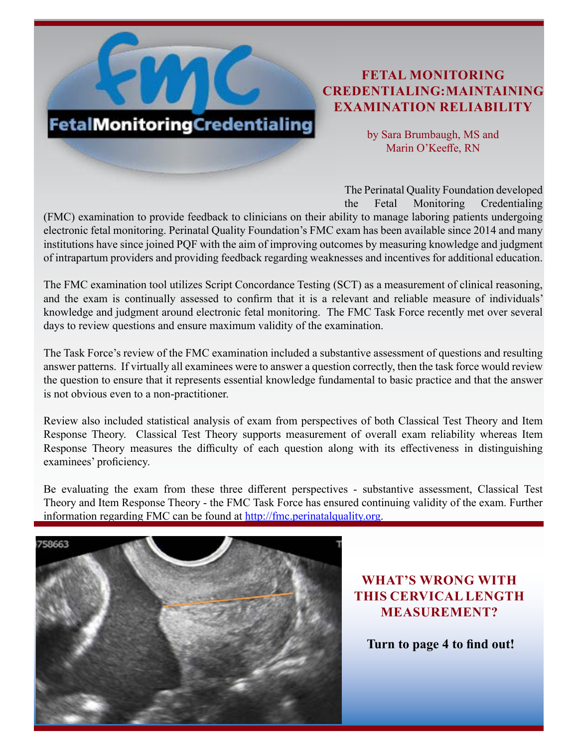# FETAL MONITORING CREDENTIALING: MAINTAINING EXAMINATION RELIABILITY

by Sara Brumbaugh, MS and Marin O'Keeffe, RN

The Perinatal Quality Foundation developed the Fetal Monitoring Credentialing (FMC) examination to provide feedback to clinicians on their ability to manage laboring patients undergoing electronic fetal monitoring. Perinatal Quality Foundation's FMC exam has been available since 2014 and many institutions have since joined PQF with the aim of improving outcomes by measuring knowledge and judgment of intrapartum providers and providing feedback regarding weaknesses and incentives for additional education.

The FMC examination tool utilizes Script Concordance Testing (SCT) as a measurement of clinical reasoning, and the exam is continually assessed to confirm that it is a relevant and reliable measure of individuals' knowledge and judgment around electronic fetal monitoring. The FMC Task Force recently met over several days to review questions and ensure maximum validity of the examination.

The Task Force's review of the FMC examination included a substantive assessment of questions and resulting answer patterns. If virtually all examinees were to answer a question correctly, then the task force would review the question to ensure that it represents essential knowledge fundamental to basic practice and that the answer is not obvious even to a non-practitioner.

Review also included statistical analysis of exam from perspectives of both Classical Test Theory and Item Response Theory. Classical Test Theory supports measurement of overall exam reliability whereas Item Response Theory measures the difficulty of each question along with its effectiveness in distinguishing examinees' proficiency.

Be evaluating the exam from these three different perspectives - substantive assessment, Classical Test Theory and Item Response Theory - the FMC Task Force has ensured continuing validity of the exam. Further information regarding FMC can be found at [http://fmc.perinatalquality.org](http://fmc.perinatalquality.org).

## WHAT'S WRONG WITH THIS CERVICAL LENGTH MEASUREMENT?

**Turn to page 4 to find out!**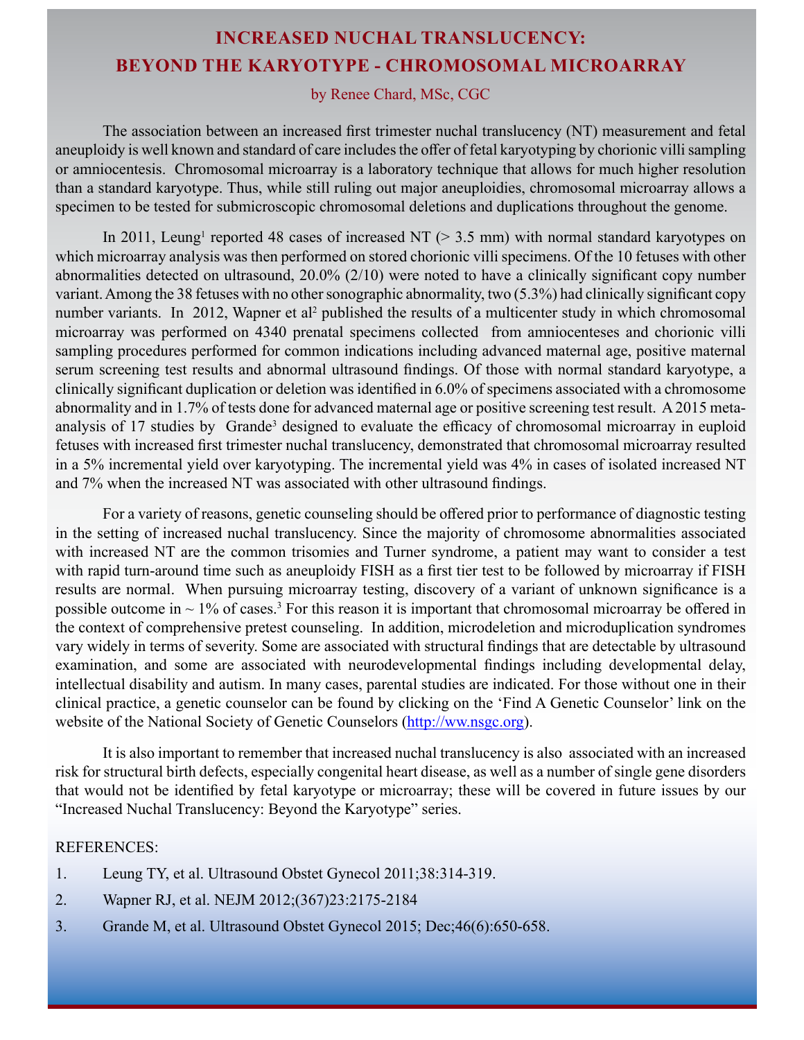# INCREASED NUCHAL TRANSLUCENCY: BEYOND THE KARYOTYPE - CHROMOSOMAL MICROARRAY

by Renee Chard, MSc, CGC

The association between an increased first trimester nuchal translucency (NT) measurement and fetal aneuploidy is well known and standard of care includes the offer of fetal karyotyping by chorionic villi sampling or amniocentesis. Chromosomal microarray is a laboratory technique that allows for much higher resolution than a standard karyotype. Thus, while still ruling out major aneuploidies, chromosomal microarray allows a specimen to be tested for submicroscopic chromosomal deletions and duplications throughout the genome.

In 2011, Leung[1] reported 48 cases of increased NT (> 3.5 mm) with normal standard karyotypes on which microarray analysis was then performed on stored chorionic villi specimens. Of the 10 fetuses with other abnormalities detected on ultrasound, 20.0% (2/10) were noted to have a clinically significant copy number variant. Among the 38 fetuses with no other sonographic abnormality, two (5.3%) had clinically significant copy number variants. In 2012, Wapner et al[2] published the results of a multicenter study in which chromosomal microarray was performed on 4340 prenatal specimens collected from amniocenteses and chorionic villi sampling procedures performed for common indications including advanced maternal age, positive maternal serum screening test results and abnormal ultrasound findings. Of those with normal standard karyotype, a clinically significant duplication or deletion was identified in 6.0% of specimens associated with a chromosome abnormality and in 1.7% of tests done for advanced maternal age or positive screening test result. A 2015 meta-analysis of 17 studies by Grande[3] designed to evaluate the efficacy of chromosomal microarray in euploid fetuses with increased first trimester nuchal translucency, demonstrated that chromosomal microarray resulted in a 5% incremental yield over karyotyping. The incremental yield was 4% in cases of isolated increased NT and 7% when the increased NT was associated with other ultrasound findings.

For a variety of reasons, genetic counseling should be offered prior to performance of diagnostic testing in the setting of increased nuchal translucency. Since the majority of chromosome abnormalities associated with increased NT are the common trisomies and Turner syndrome, a patient may want to consider a test with rapid turn-around time such as aneuploidy FISH as a first tier test to be followed by microarray if FISH results are normal. When pursuing microarray testing, discovery of a variant of unknown significance is a possible outcome in ~ 1% of cases.[3] For this reason it is important that chromosomal microarray be offered in the context of comprehensive pretest counseling. In addition, microdeletion and microduplication syndromes vary widely in terms of severity. Some are associated with structural findings that are detectable by ultrasound examination, and some are associated with neurodevelopmental findings including developmental delay, intellectual disability and autism. In many cases, parental studies are indicated. For those without one in their clinical practice, a genetic counselor can be found by clicking on the 'Find A Genetic Counselor' link on the website of the National Society of Genetic Counselors (http://ww.nsgc.org).

It is also important to remember that increased nuchal translucency is also associated with an increased risk for structural birth defects, especially congenital heart disease, as well as a number of single gene disorders that would not be identified by fetal karyotype or microarray; these will be covered in future issues by our "Increased Nuchal Translucency: Beyond the Karyotype" series.

REFERENCES:

1. Leung TY, et al. Ultrasound Obstet Gynecol 2011;38:314-319.
2. Wapner RJ, et al. NEJM 2012;(367)23:2175-2184
3. Grande M, et al. Ultrasound Obstet Gynecol 2015; Dec;46(6):650-658.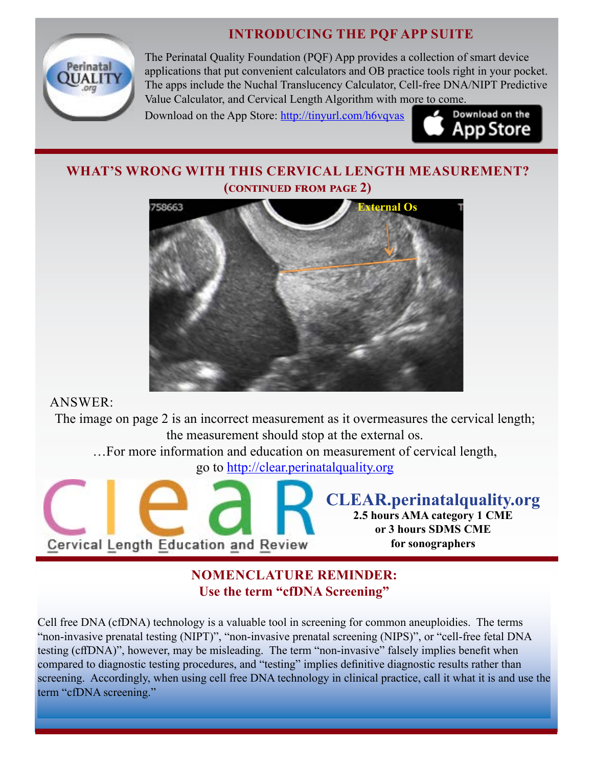## INTRODUCING THE PQF APP SUITE

The Perinatal Quality Foundation (PQF) App provides a collection of smart device applications that put convenient calculators and OB practice tools right in your pocket. The apps include the Nuchal Translucency Calculator, Cell-free DNA/NIPT Predictive Value Calculator, and Cervical Length Algorithm with more to come.

Download on the App Store: http://tinyurl.com/h6vqvas

## WHAT'S WRONG WITH THIS CERVICAL LENGTH MEASUREMENT?

### (CONTINUED FROM PAGE 2)

External Os

ANSWER:

The image on page 2 is an incorrect measurement as it overmeasures the cervical length; the measurement should stop at the external os.

…For more information and education on measurement of cervical length, go to http://clear.perinatalquality.org

**CLEAR.perinatalquality.org**

**2.5 hours AMA category 1 CME or 3 hours SDMS CME for sonographers**

Cervical Length Education and Review

## NOMENCLATURE REMINDER: Use the term "cfDNA Screening"

Cell free DNA (cfDNA) technology is a valuable tool in screening for common aneuploidies. The terms "non-invasive prenatal testing (NIPT)", "non-invasive prenatal screening (NIPS)", or "cell-free fetal DNA testing (cffDNA)", however, may be misleading. The term "non-invasive" falsely implies benefit when compared to diagnostic testing procedures, and "testing" implies definitive diagnostic results rather than screening. Accordingly, when using cell free DNA technology in clinical practice, call it what it is and use the term "cfDNA screening."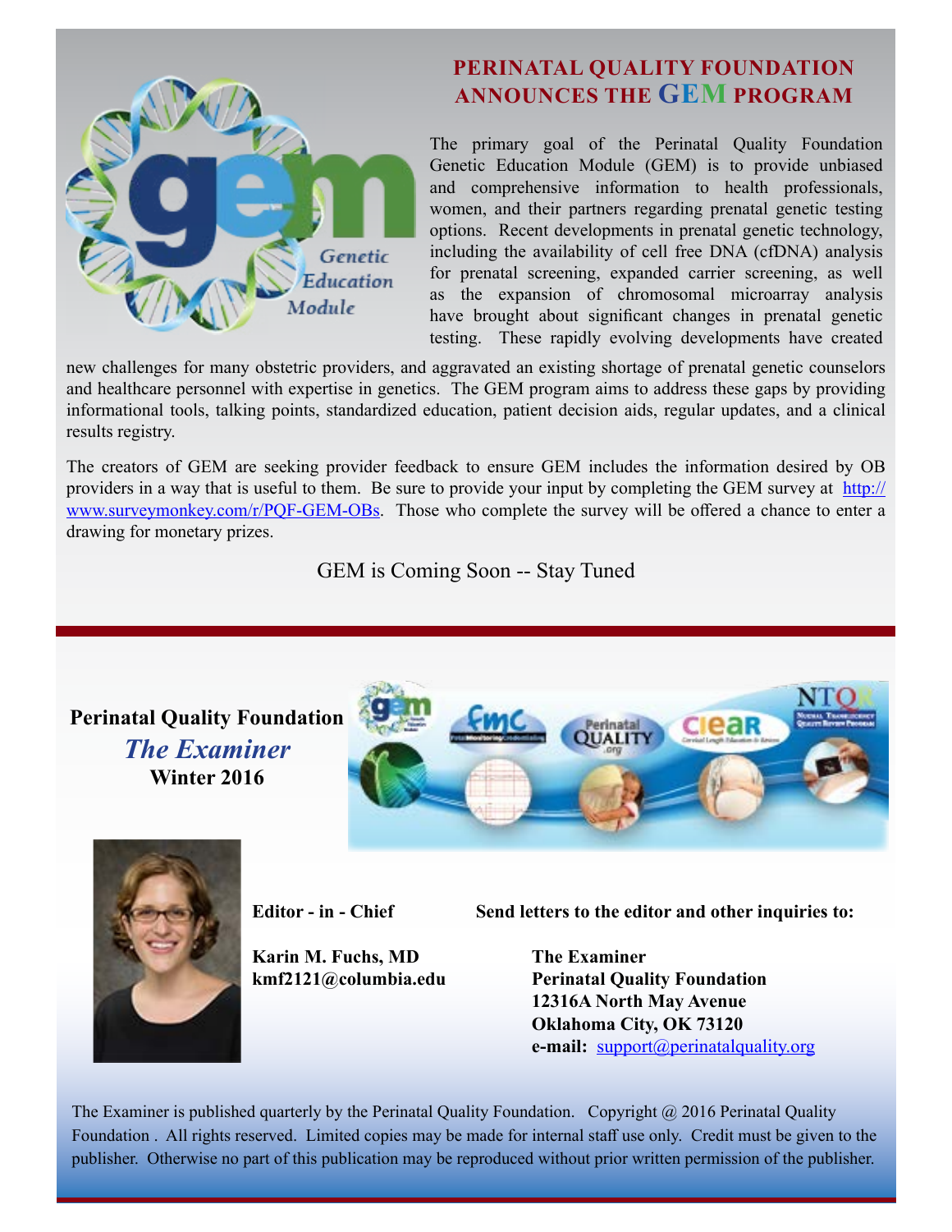## PERINATAL QUALITY FOUNDATION ANNOUNCES THE GEM PROGRAM

The primary goal of the Perinatal Quality Foundation Genetic Education Module (GEM) is to provide unbiased and comprehensive information to health professionals, women, and their partners regarding prenatal genetic testing options. Recent developments in prenatal genetic technology, including the availability of cell free DNA (cfDNA) analysis for prenatal screening, expanded carrier screening, as well as the expansion of chromosomal microarray analysis have brought about significant changes in prenatal genetic testing. These rapidly evolving developments have created new challenges for many obstetric providers, and aggravated an existing shortage of prenatal genetic counselors and healthcare personnel with expertise in genetics. The GEM program aims to address these gaps by providing informational tools, talking points, standardized education, patient decision aids, regular updates, and a clinical results registry.

The creators of GEM are seeking provider feedback to ensure GEM includes the information desired by OB providers in a way that is useful to them. Be sure to provide your input by completing the GEM survey at http://www.surveymonkey.com/r/PQF-GEM-OBs. Those who complete the survey will be offered a chance to enter a drawing for monetary prizes.

GEM is Coming Soon -- Stay Tuned

---

**Perinatal Quality Foundation**

***The Examiner***

**Winter 2016**

**Editor - in - Chief**

**Karin M. Fuchs, MD**
**kmf2121@columbia.edu**

**Send letters to the editor and other inquiries to:**

**The Examiner**
**Perinatal Quality Foundation**
**12316A North May Avenue**
**Oklahoma City, OK 73120**
**e-mail:** support@perinatalquality.org

The Examiner is published quarterly by the Perinatal Quality Foundation. Copyright @ 2016 Perinatal Quality Foundation . All rights reserved. Limited copies may be made for internal staff use only. Credit must be given to the publisher. Otherwise no part of this publication may be reproduced without prior written permission of the publisher.